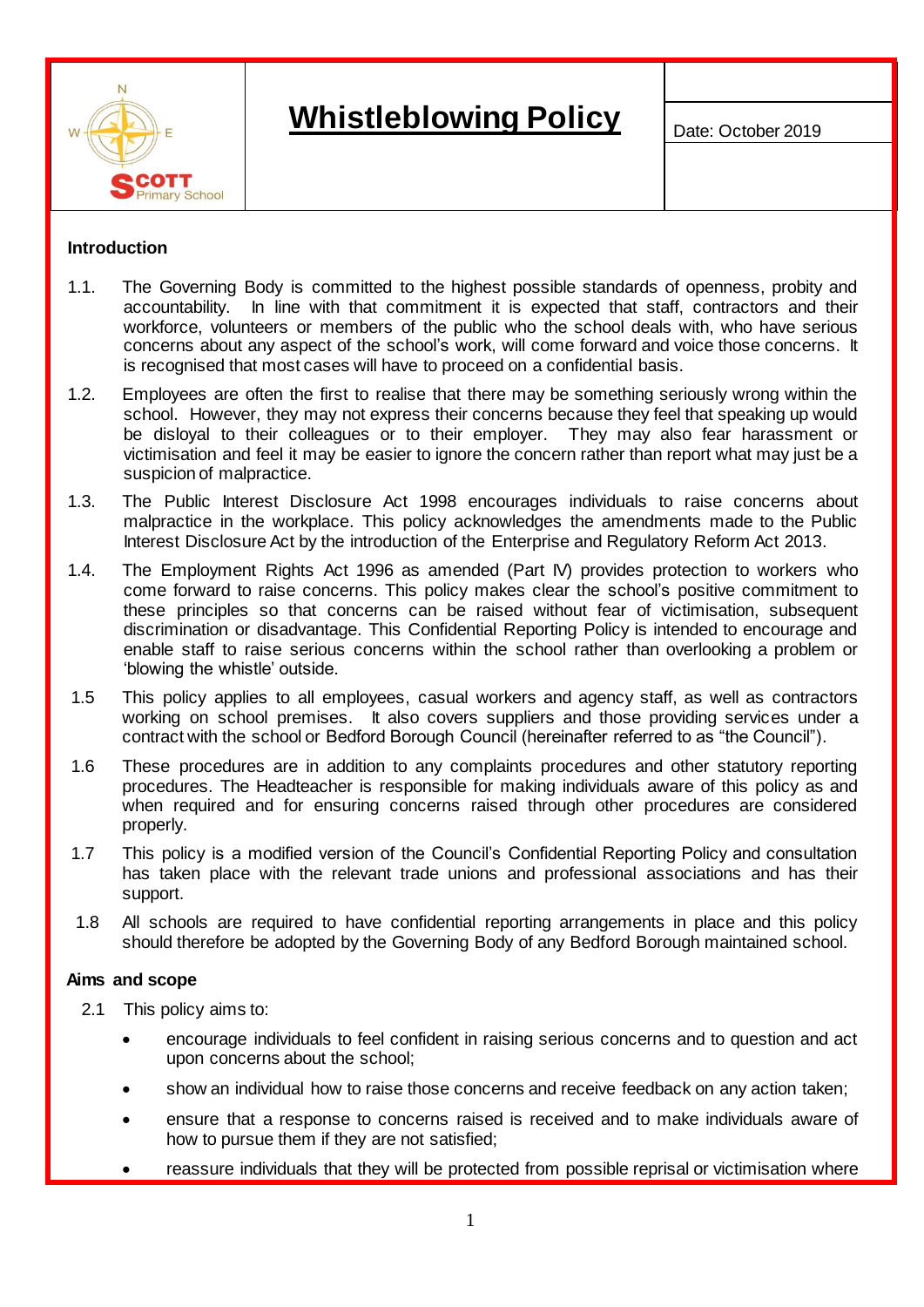| SCOTT Primary School | # Whistleblowing Policy | |
|---|---|---|
| | | Date: October 2019 |
| | | |

## Introduction

1.1. The Governing Body is committed to the highest possible standards of openness, probity and accountability. In line with that commitment it is expected that staff, contractors and their workforce, volunteers or members of the public who the school deals with, who have serious concerns about any aspect of the school's work, will come forward and voice those concerns. It is recognised that most cases will have to proceed on a confidential basis.

1.2. Employees are often the first to realise that there may be something seriously wrong within the school. However, they may not express their concerns because they feel that speaking up would be disloyal to their colleagues or to their employer. They may also fear harassment or victimisation and feel it may be easier to ignore the concern rather than report what may just be a suspicion of malpractice.

1.3. The Public Interest Disclosure Act 1998 encourages individuals to raise concerns about malpractice in the workplace. This policy acknowledges the amendments made to the Public Interest Disclosure Act by the introduction of the Enterprise and Regulatory Reform Act 2013.

1.4. The Employment Rights Act 1996 as amended (Part IV) provides protection to workers who come forward to raise concerns. This policy makes clear the school's positive commitment to these principles so that concerns can be raised without fear of victimisation, subsequent discrimination or disadvantage. This Confidential Reporting Policy is intended to encourage and enable staff to raise serious concerns within the school rather than overlooking a problem or 'blowing the whistle' outside.

1.5 This policy applies to all employees, casual workers and agency staff, as well as contractors working on school premises. It also covers suppliers and those providing services under a contract with the school or Bedford Borough Council (hereinafter referred to as "the Council").

1.6 These procedures are in addition to any complaints procedures and other statutory reporting procedures. The Headteacher is responsible for making individuals aware of this policy as and when required and for ensuring concerns raised through other procedures are considered properly.

1.7 This policy is a modified version of the Council's Confidential Reporting Policy and consultation has taken place with the relevant trade unions and professional associations and has their support.

1.8 All schools are required to have confidential reporting arrangements in place and this policy should therefore be adopted by the Governing Body of any Bedford Borough maintained school.

## Aims and scope

2.1 This policy aims to:

- encourage individuals to feel confident in raising serious concerns and to question and act upon concerns about the school;
- show an individual how to raise those concerns and receive feedback on any action taken;
- ensure that a response to concerns raised is received and to make individuals aware of how to pursue them if they are not satisfied;
- reassure individuals that they will be protected from possible reprisal or victimisation where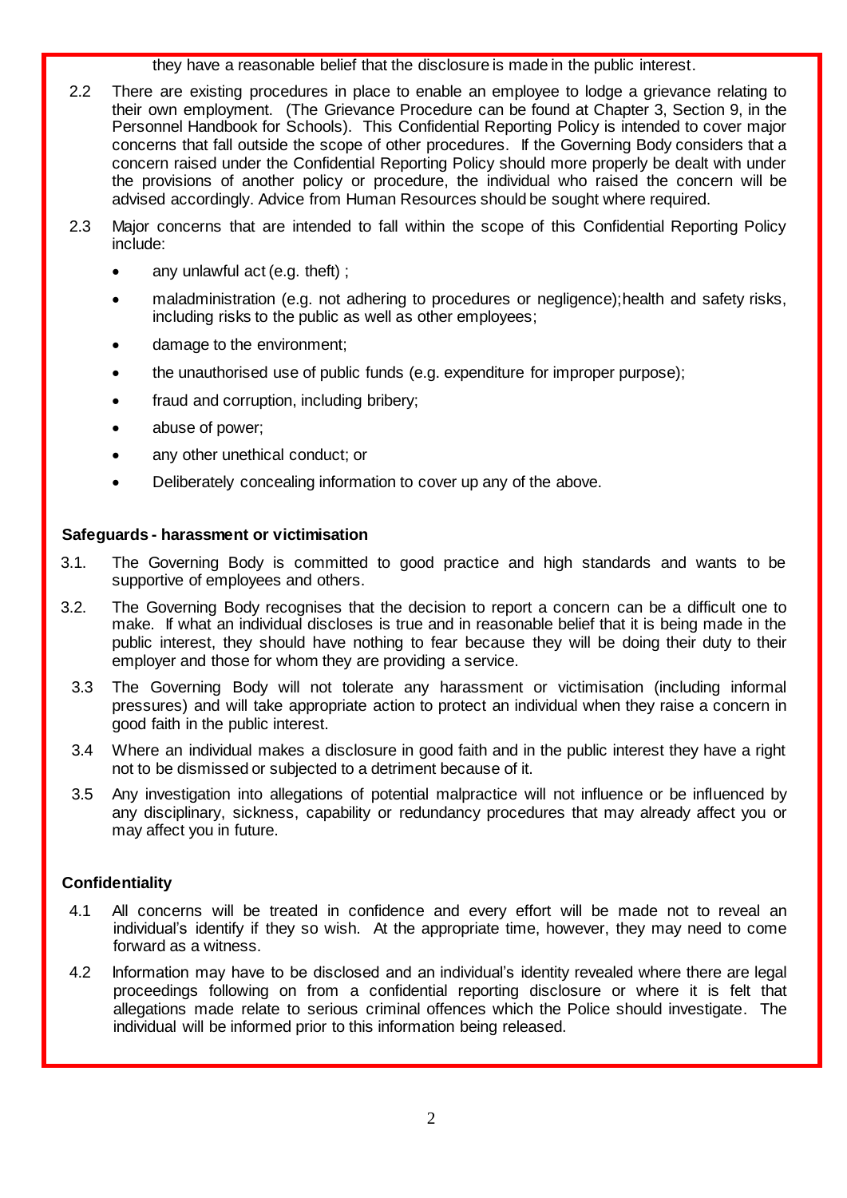they have a reasonable belief that the disclosure is made in the public interest.

2.2 There are existing procedures in place to enable an employee to lodge a grievance relating to their own employment. (The Grievance Procedure can be found at Chapter 3, Section 9, in the Personnel Handbook for Schools). This Confidential Reporting Policy is intended to cover major concerns that fall outside the scope of other procedures. If the Governing Body considers that a concern raised under the Confidential Reporting Policy should more properly be dealt with under the provisions of another policy or procedure, the individual who raised the concern will be advised accordingly. Advice from Human Resources should be sought where required.

2.3 Major concerns that are intended to fall within the scope of this Confidential Reporting Policy include:

- any unlawful act (e.g. theft) ;
- maladministration (e.g. not adhering to procedures or negligence);health and safety risks, including risks to the public as well as other employees;
- damage to the environment;
- the unauthorised use of public funds (e.g. expenditure for improper purpose);
- fraud and corruption, including bribery;
- abuse of power;
- any other unethical conduct; or
- Deliberately concealing information to cover up any of the above.

**Safeguards - harassment or victimisation**

3.1. The Governing Body is committed to good practice and high standards and wants to be supportive of employees and others.

3.2. The Governing Body recognises that the decision to report a concern can be a difficult one to make. If what an individual discloses is true and in reasonable belief that it is being made in the public interest, they should have nothing to fear because they will be doing their duty to their employer and those for whom they are providing a service.

3.3 The Governing Body will not tolerate any harassment or victimisation (including informal pressures) and will take appropriate action to protect an individual when they raise a concern in good faith in the public interest.

3.4 Where an individual makes a disclosure in good faith and in the public interest they have a right not to be dismissed or subjected to a detriment because of it.

3.5 Any investigation into allegations of potential malpractice will not influence or be influenced by any disciplinary, sickness, capability or redundancy procedures that may already affect you or may affect you in future.

**Confidentiality**

4.1 All concerns will be treated in confidence and every effort will be made not to reveal an individual's identify if they so wish. At the appropriate time, however, they may need to come forward as a witness.

4.2 Information may have to be disclosed and an individual's identity revealed where there are legal proceedings following on from a confidential reporting disclosure or where it is felt that allegations made relate to serious criminal offences which the Police should investigate. The individual will be informed prior to this information being released.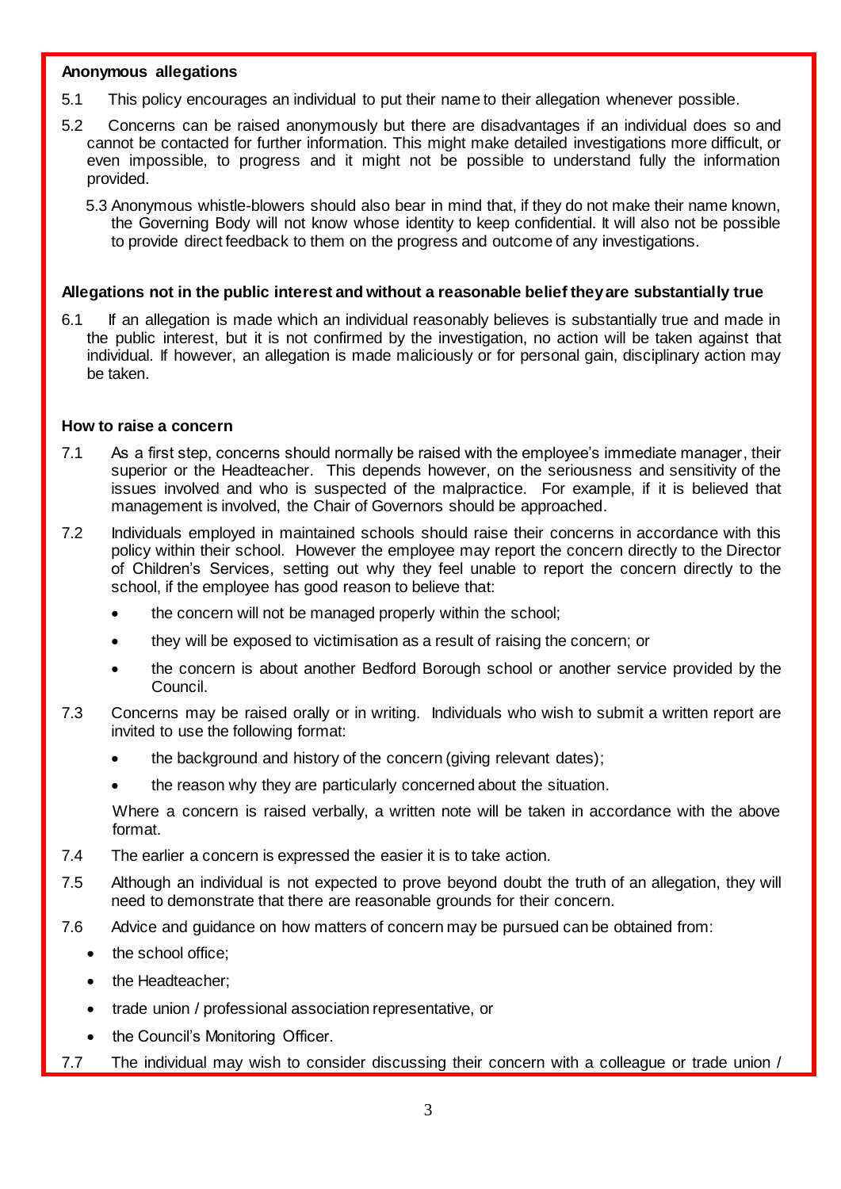**Anonymous allegations**

5.1 This policy encourages an individual to put their name to their allegation whenever possible.

5.2 Concerns can be raised anonymously but there are disadvantages if an individual does so and cannot be contacted for further information. This might make detailed investigations more difficult, or even impossible, to progress and it might not be possible to understand fully the information provided.

5.3 Anonymous whistle-blowers should also bear in mind that, if they do not make their name known, the Governing Body will not know whose identity to keep confidential. It will also not be possible to provide direct feedback to them on the progress and outcome of any investigations.

**Allegations not in the public interest and without a reasonable belief they are substantially true**

6.1 If an allegation is made which an individual reasonably believes is substantially true and made in the public interest, but it is not confirmed by the investigation, no action will be taken against that individual. If however, an allegation is made maliciously or for personal gain, disciplinary action may be taken.

**How to raise a concern**

7.1 As a first step, concerns should normally be raised with the employee's immediate manager, their superior or the Headteacher. This depends however, on the seriousness and sensitivity of the issues involved and who is suspected of the malpractice. For example, if it is believed that management is involved, the Chair of Governors should be approached.

7.2 Individuals employed in maintained schools should raise their concerns in accordance with this policy within their school. However the employee may report the concern directly to the Director of Children's Services, setting out why they feel unable to report the concern directly to the school, if the employee has good reason to believe that:

- the concern will not be managed properly within the school;
- they will be exposed to victimisation as a result of raising the concern; or
- the concern is about another Bedford Borough school or another service provided by the Council.

7.3 Concerns may be raised orally or in writing. Individuals who wish to submit a written report are invited to use the following format:

- the background and history of the concern (giving relevant dates);
- the reason why they are particularly concerned about the situation.

Where a concern is raised verbally, a written note will be taken in accordance with the above format.

7.4 The earlier a concern is expressed the easier it is to take action.

7.5 Although an individual is not expected to prove beyond doubt the truth of an allegation, they will need to demonstrate that there are reasonable grounds for their concern.

7.6 Advice and guidance on how matters of concern may be pursued can be obtained from:

- the school office;
- the Headteacher;
- trade union / professional association representative, or
- the Council's Monitoring Officer.

7.7 The individual may wish to consider discussing their concern with a colleague or trade union /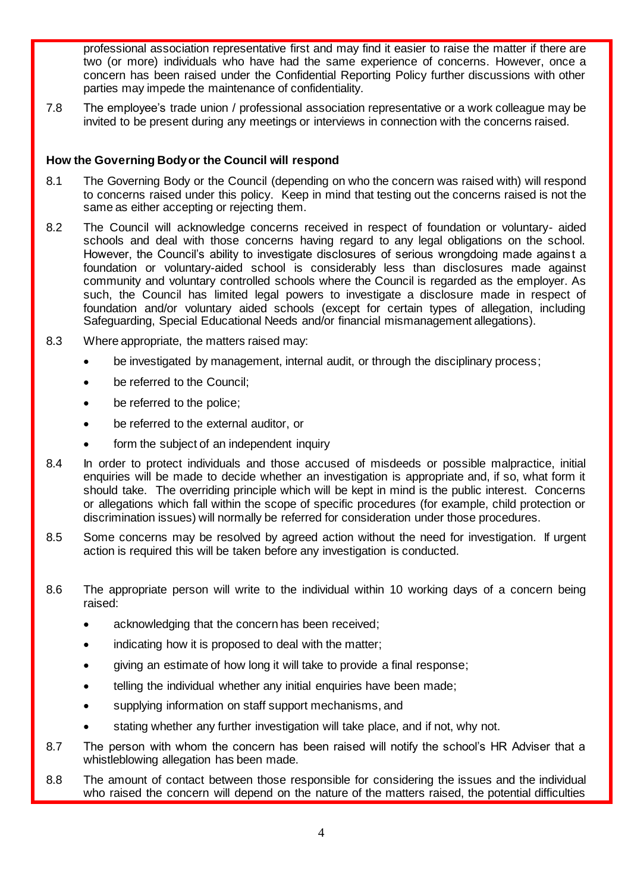professional association representative first and may find it easier to raise the matter if there are two (or more) individuals who have had the same experience of concerns. However, once a concern has been raised under the Confidential Reporting Policy further discussions with other parties may impede the maintenance of confidentiality.

7.8 The employee's trade union / professional association representative or a work colleague may be invited to be present during any meetings or interviews in connection with the concerns raised.

**How the Governing Body or the Council will respond**

8.1 The Governing Body or the Council (depending on who the concern was raised with) will respond to concerns raised under this policy. Keep in mind that testing out the concerns raised is not the same as either accepting or rejecting them.

8.2 The Council will acknowledge concerns received in respect of foundation or voluntary- aided schools and deal with those concerns having regard to any legal obligations on the school. However, the Council's ability to investigate disclosures of serious wrongdoing made against a foundation or voluntary-aided school is considerably less than disclosures made against community and voluntary controlled schools where the Council is regarded as the employer. As such, the Council has limited legal powers to investigate a disclosure made in respect of foundation and/or voluntary aided schools (except for certain types of allegation, including Safeguarding, Special Educational Needs and/or financial mismanagement allegations).

8.3 Where appropriate, the matters raised may:

- be investigated by management, internal audit, or through the disciplinary process;
- be referred to the Council;
- be referred to the police;
- be referred to the external auditor, or
- form the subject of an independent inquiry

8.4 In order to protect individuals and those accused of misdeeds or possible malpractice, initial enquiries will be made to decide whether an investigation is appropriate and, if so, what form it should take. The overriding principle which will be kept in mind is the public interest. Concerns or allegations which fall within the scope of specific procedures (for example, child protection or discrimination issues) will normally be referred for consideration under those procedures.

8.5 Some concerns may be resolved by agreed action without the need for investigation. If urgent action is required this will be taken before any investigation is conducted.

8.6 The appropriate person will write to the individual within 10 working days of a concern being raised:

- acknowledging that the concern has been received;
- indicating how it is proposed to deal with the matter;
- giving an estimate of how long it will take to provide a final response;
- telling the individual whether any initial enquiries have been made;
- supplying information on staff support mechanisms, and
- stating whether any further investigation will take place, and if not, why not.

8.7 The person with whom the concern has been raised will notify the school's HR Adviser that a whistleblowing allegation has been made.

8.8 The amount of contact between those responsible for considering the issues and the individual who raised the concern will depend on the nature of the matters raised, the potential difficulties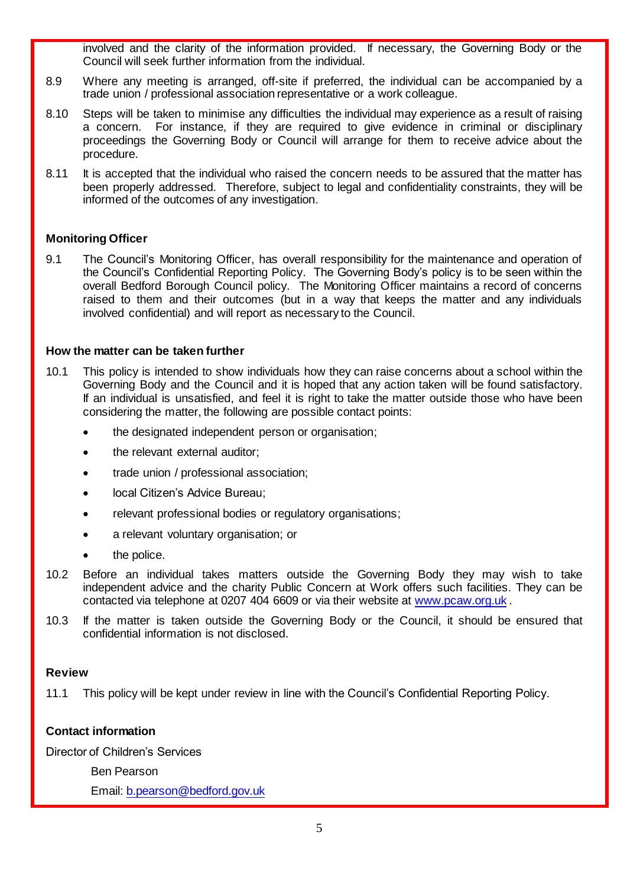involved and the clarity of the information provided. If necessary, the Governing Body or the Council will seek further information from the individual.

8.9 Where any meeting is arranged, off-site if preferred, the individual can be accompanied by a trade union / professional association representative or a work colleague.

8.10 Steps will be taken to minimise any difficulties the individual may experience as a result of raising a concern. For instance, if they are required to give evidence in criminal or disciplinary proceedings the Governing Body or Council will arrange for them to receive advice about the procedure.

8.11 It is accepted that the individual who raised the concern needs to be assured that the matter has been properly addressed. Therefore, subject to legal and confidentiality constraints, they will be informed of the outcomes of any investigation.

**Monitoring Officer**

9.1 The Council's Monitoring Officer, has overall responsibility for the maintenance and operation of the Council's Confidential Reporting Policy. The Governing Body's policy is to be seen within the overall Bedford Borough Council policy. The Monitoring Officer maintains a record of concerns raised to them and their outcomes (but in a way that keeps the matter and any individuals involved confidential) and will report as necessary to the Council.

**How the matter can be taken further**

10.1 This policy is intended to show individuals how they can raise concerns about a school within the Governing Body and the Council and it is hoped that any action taken will be found satisfactory. If an individual is unsatisfied, and feel it is right to take the matter outside those who have been considering the matter, the following are possible contact points:

- the designated independent person or organisation;
- the relevant external auditor;
- trade union / professional association;
- local Citizen's Advice Bureau;
- relevant professional bodies or regulatory organisations;
- a relevant voluntary organisation; or
- the police.

10.2 Before an individual takes matters outside the Governing Body they may wish to take independent advice and the charity Public Concern at Work offers such facilities. They can be contacted via telephone at 0207 404 6609 or via their website at www.pcaw.org.uk .

10.3 If the matter is taken outside the Governing Body or the Council, it should be ensured that confidential information is not disclosed.

**Review**

11.1 This policy will be kept under review in line with the Council's Confidential Reporting Policy.

**Contact information**

Director of Children's Services

Ben Pearson

Email: b.pearson@bedford.gov.uk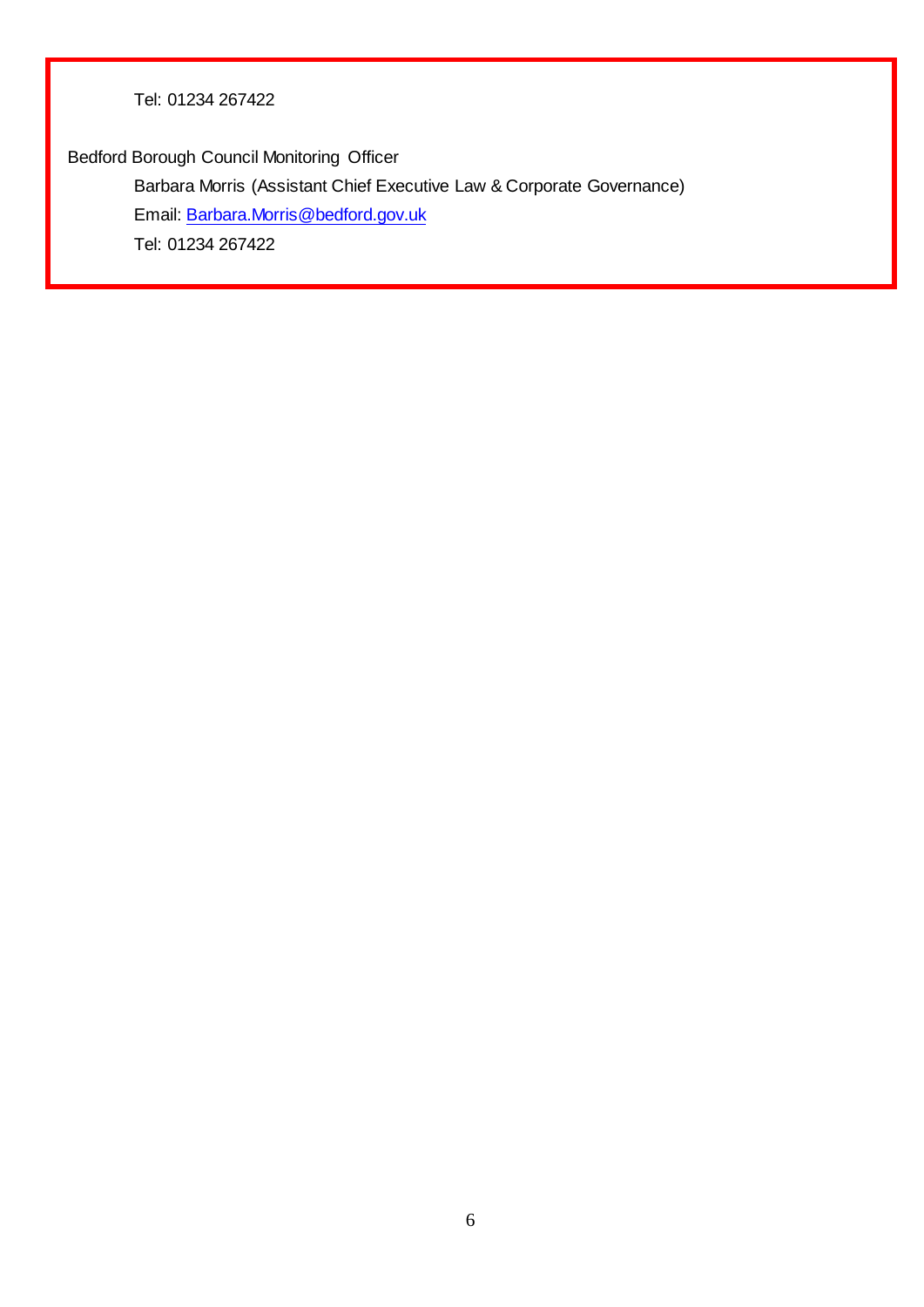Tel: 01234 267422

Bedford Borough Council Monitoring Officer

Barbara Morris (Assistant Chief Executive Law & Corporate Governance)

Email: Barbara.Morris@bedford.gov.uk

Tel: 01234 267422